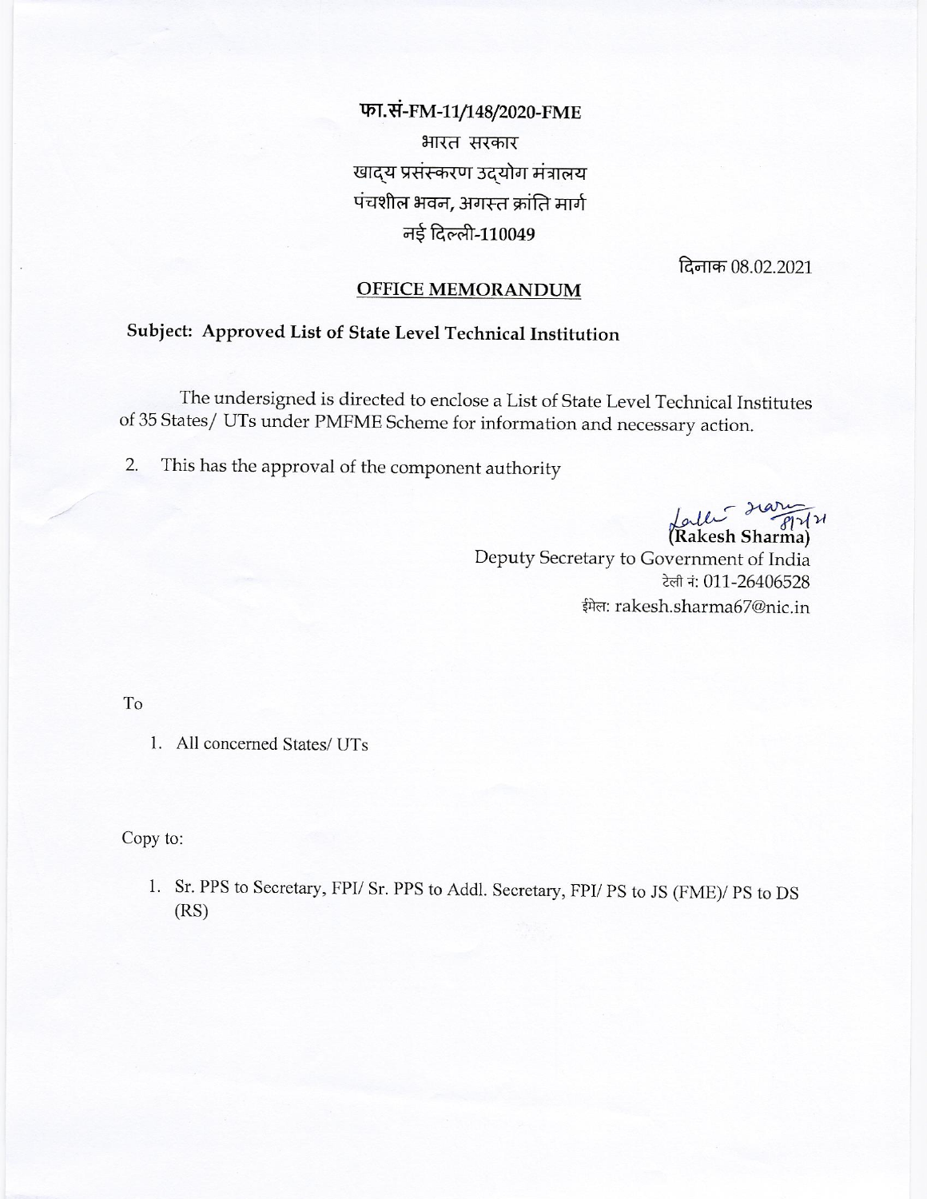फा.सं-FM-11/148/2020-FME

भारत सरकार

खाद्य प्रसंस्करण उद्योग मंत्रालय

पंचशील भवन, अगस्त क्रांति मार्ग

नई दिल्ली-110049

दिनाक 08.02.2021

## OFFICE MEMORANDUM

**Subject: Approved List of State Level Technical Institution**

The undersigned is directed to enclose a List of State Level Technical Institutes of 35 States/ UTs under PMFME Scheme for information and necessary action.

2. This has the approval of the component authority

(Rakesh Sharma)
Deputy Secretary to Government of India
टेली नं: 011-26406528
ईमेल: rakesh.sharma67@nic.in

To

1. All concerned States/ UTs

Copy to:

1. Sr. PPS to Secretary, FPI/ Sr. PPS to Addl. Secretary, FPI/ PS to JS (FME)/ PS to DS (RS)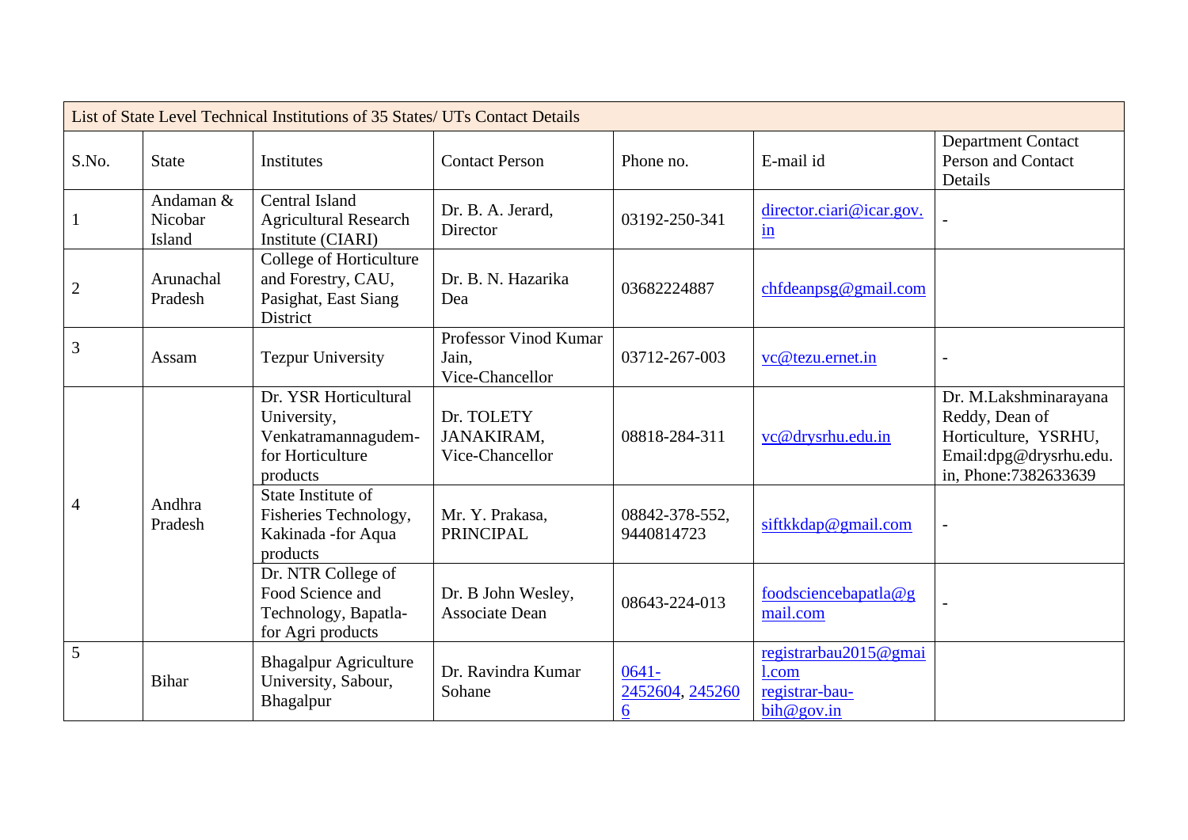| List of State Level Technical Institutions of 35 States/ UTs Contact Details | | | | | | |
|---|---|---|---|---|---|---|
| S.No. | State | Institutes | Contact Person | Phone no. | E-mail id | Department Contact Person and Contact Details |
| 1 | Andaman & Nicobar Island | Central Island Agricultural Research Institute (CIARI) | Dr. B. A. Jerard, Director | 03192-250-341 | director.ciari@icar.gov.in | - |
| 2 | Arunachal Pradesh | College of Horticulture and Forestry, CAU, Pasighat, East Siang District | Dr. B. N. Hazarika Dea | 03682224887 | chfdeanpsg@gmail.com | |
| 3 | Assam | Tezpur University | Professor Vinod Kumar Jain, Vice-Chancellor | 03712-267-003 | vc@tezu.ernet.in | - |
| 4 | Andhra Pradesh | Dr. YSR Horticultural University, Venkatramannagudem-for Horticulture products | Dr. TOLETY JANAKIRAM, Vice-Chancellor | 08818-284-311 | vc@drysrhu.edu.in | Dr. M.Lakshminarayana Reddy, Dean of Horticulture, YSRHU, Email:dpg@drysrhu.edu.in, Phone:7382633639 |
| | | State Institute of Fisheries Technology, Kakinada -for Aqua products | Mr. Y. Prakasa, PRINCIPAL | 08842-378-552, 9440814723 | siftkkdap@gmail.com | - |
| | | Dr. NTR College of Food Science and Technology, Bapatla-for Agri products | Dr. B John Wesley, Associate Dean | 08643-224-013 | foodsciencebapatla@gmail.com | - |
| 5 | Bihar | Bhagalpur Agriculture University, Sabour, Bhagalpur | Dr. Ravindra Kumar Sohane | 0641-2452604, 2452606 | registrarbau2015@gmail.com registrar-bau-bih@gov.in | |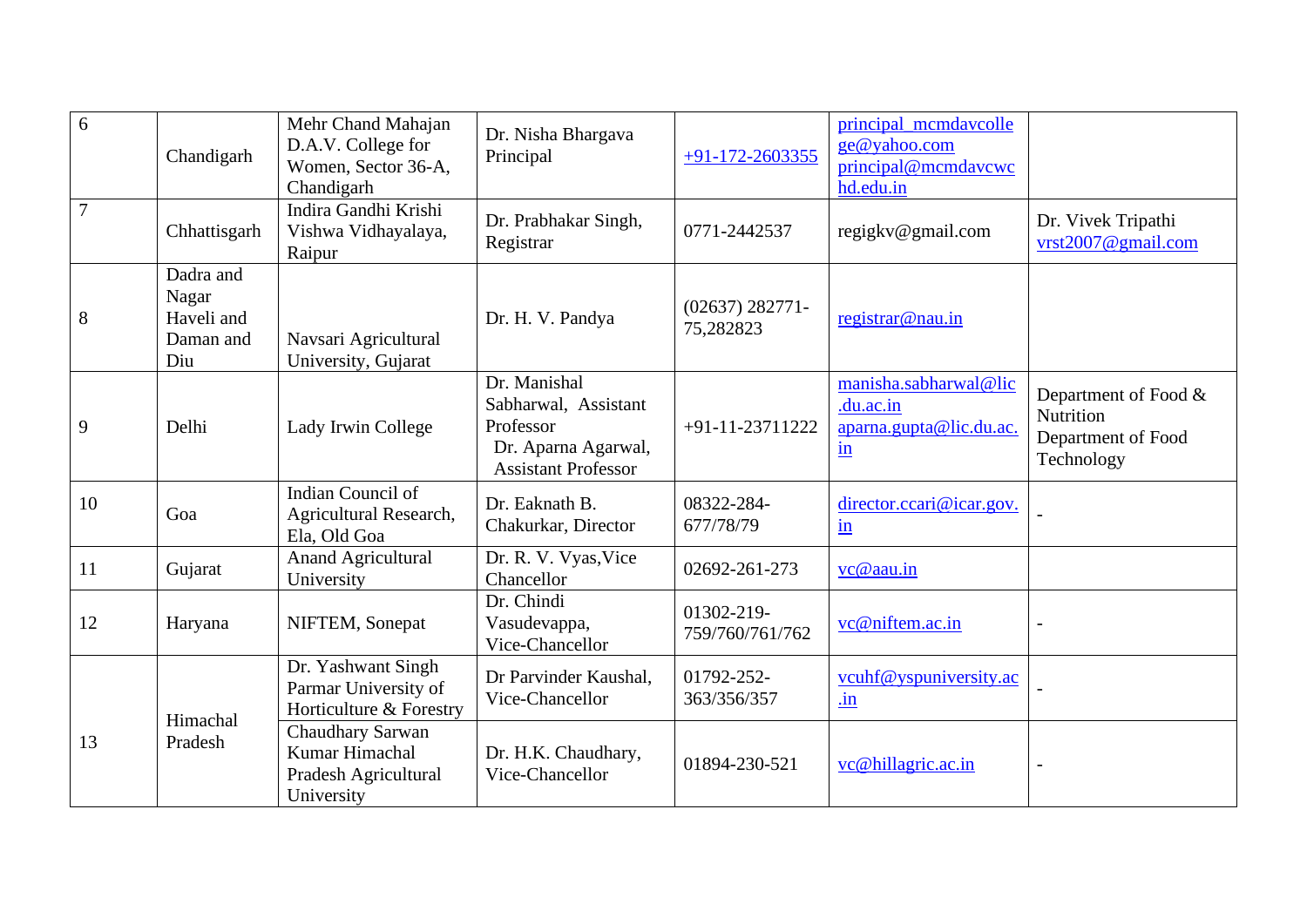| 6 | Chandigarh | Mehr Chand Mahajan D.A.V. College for Women, Sector 36-A, Chandigarh | Dr. Nisha Bhargava Principal | +91-172-2603355 | principal_mcmdavcollege@yahoo.com principal@mcmdavcwchd.edu.in | |
|---|---|---|---|---|---|---|
| 7 | Chhattisgarh | Indira Gandhi Krishi Vishwa Vidhayalaya, Raipur | Dr. Prabhakar Singh, Registrar | 0771-2442537 | regigkv@gmail.com | Dr. Vivek Tripathi vrst2007@gmail.com |
| 8 | Dadra and Nagar Haveli and Daman and Diu | Navsari Agricultural University, Gujarat | Dr. H. V. Pandya | (02637) 282771-75,282823 | registrar@nau.in | |
| 9 | Delhi | Lady Irwin College | Dr. Manishal Sabharwal, Assistant Professor Dr. Aparna Agarwal, Assistant Professor | +91-11-23711222 | manisha.sabharwal@lic.du.ac.in aparna.gupta@lic.du.ac.in | Department of Food & Nutrition Department of Food Technology |
| 10 | Goa | Indian Council of Agricultural Research, Ela, Old Goa | Dr. Eaknath B. Chakurkar, Director | 08322-284-677/78/79 | director.ccari@icar.gov.in | - |
| 11 | Gujarat | Anand Agricultural University | Dr. R. V. Vyas,Vice Chancellor | 02692-261-273 | vc@aau.in | |
| 12 | Haryana | NIFTEM, Sonepat | Dr. Chindi Vasudevappa, Vice-Chancellor | 01302-219-759/760/761/762 | vc@niftem.ac.in | - |
| 13 | Himachal Pradesh | Dr. Yashwant Singh Parmar University of Horticulture & Forestry | Dr Parvinder Kaushal, Vice-Chancellor | 01792-252-363/356/357 | vcuhf@yspuniversity.ac.in | - |
| | | Chaudhary Sarwan Kumar Himachal Pradesh Agricultural University | Dr. H.K. Chaudhary, Vice-Chancellor | 01894-230-521 | vc@hillagric.ac.in | - |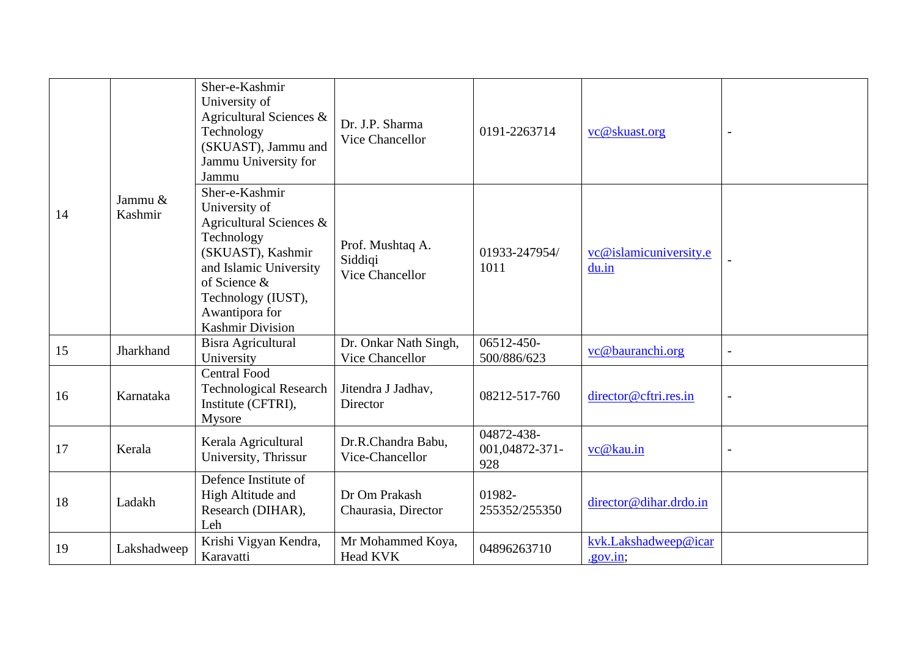| | | | | | | |
|---|---|---|---|---|---|---|
| 14 | Jammu & Kashmir | Sher-e-Kashmir University of Agricultural Sciences & Technology (SKUAST), Jammu and Jammu University for Jammu | Dr. J.P. Sharma Vice Chancellor | 0191-2263714 | vc@skuast.org | - |
| | | Sher-e-Kashmir University of Agricultural Sciences & Technology (SKUAST), Kashmir and Islamic University of Science & Technology (IUST), Awantipora for Kashmir Division | Prof. Mushtaq A. Siddiqi Vice Chancellor | 01933-247954/ 1011 | vc@islamicuniversity.edu.in | - |
| 15 | Jharkhand | Bisra Agricultural University | Dr. Onkar Nath Singh, Vice Chancellor | 06512-450-500/886/623 | vc@bauranchi.org | - |
| 16 | Karnataka | Central Food Technological Research Institute (CFTRI), Mysore | Jitendra J Jadhav, Director | 08212-517-760 | director@cftri.res.in | - |
| 17 | Kerala | Kerala Agricultural University, Thrissur | Dr.R.Chandra Babu, Vice-Chancellor | 04872-438-001,04872-371-928 | vc@kau.in | - |
| 18 | Ladakh | Defence Institute of High Altitude and Research (DIHAR), Leh | Dr Om Prakash Chaurasia, Director | 01982-255352/255350 | director@dihar.drdo.in | |
| 19 | Lakshadweep | Krishi Vigyan Kendra, Karavatti | Mr Mohammed Koya, Head KVK | 04896263710 | kvk.Lakshadweep@icar.gov.in; | |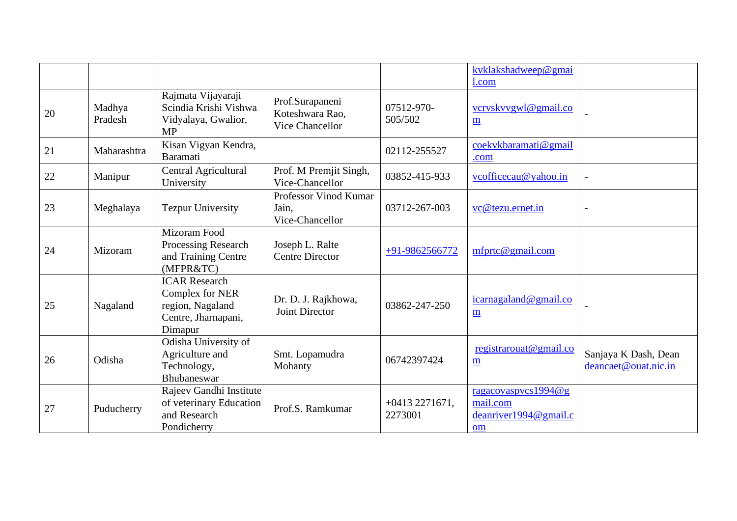| | | | | | | |
|---|---|---|---|---|---|---|
| | | | | | kvklakshadweep@gmail.com | |
| 20 | Madhya Pradesh | Rajmata Vijayaraji Scindia Krishi Vishwa Vidyalaya, Gwalior, MP | Prof.Surapaneni Koteshwara Rao, Vice Chancellor | 07512-970-505/502 | vcrvskvvgwl@gmail.com | - |
| 21 | Maharashtra | Kisan Vigyan Kendra, Baramati | | 02112-255527 | coekvkbaramati@gmail.com | |
| 22 | Manipur | Central Agricultural University | Prof. M Premjit Singh, Vice-Chancellor | 03852-415-933 | vcofficecau@yahoo.in | - |
| 23 | Meghalaya | Tezpur University | Professor Vinod Kumar Jain, Vice-Chancellor | 03712-267-003 | vc@tezu.ernet.in | - |
| 24 | Mizoram | Mizoram Food Processing Research and Training Centre (MFPR&TC) | Joseph L. Ralte Centre Director | +91-9862566772 | mfprtc@gmail.com | |
| 25 | Nagaland | ICAR Research Complex for NER region, Nagaland Centre, Jharnapani, Dimapur | Dr. D. J. Rajkhowa, Joint Director | 03862-247-250 | icarnagaland@gmail.com | - |
| 26 | Odisha | Odisha University of Agriculture and Technology, Bhubaneswar | Smt. Lopamudra Mohanty | 06742397424 | registrarouat@gmail.com | Sanjaya K Dash, Dean deancaet@ouat.nic.in |
| 27 | Puducherry | Rajeev Gandhi Institute of veterinary Education and Research Pondicherry | Prof.S. Ramkumar | +0413 2271671, 2273001 | ragacovaspvcs1994@gmail.com deanriver1994@gmail.com | |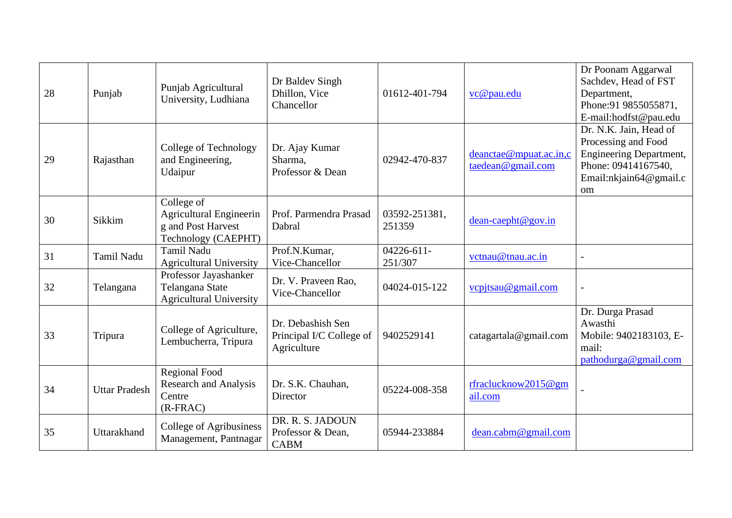| 28 | Punjab | Punjab Agricultural University, Ludhiana | Dr Baldev Singh Dhillon, Vice Chancellor | 01612-401-794 | vc@pau.edu | Dr Poonam Aggarwal Sachdev, Head of FST Department, Phone:91 9855055871, E-mail:hodfst@pau.edu |
|---|---|---|---|---|---|---|
| 29 | Rajasthan | College of Technology and Engineering, Udaipur | Dr. Ajay Kumar Sharma, Professor & Dean | 02942-470-837 | deanctae@mpuat.ac.in,ctaedean@gmail.com | Dr. N.K. Jain, Head of Processing and Food Engineering Department, Phone: 09414167540, Email:nkjain64@gmail.com |
| 30 | Sikkim | College of Agricultural Engineering and Post Harvest Technology (CAEPHT) | Prof. Parmendra Prasad Dabral | 03592-251381, 251359 | dean-caepht@gov.in | |
| 31 | Tamil Nadu | Tamil Nadu Agricultural University | Prof.N.Kumar, Vice-Chancellor | 04226-611-251/307 | vctnau@tnau.ac.in | - |
| 32 | Telangana | Professor Jayashanker Telangana State Agricultural University | Dr. V. Praveen Rao, Vice-Chancellor | 04024-015-122 | vcpjtsau@gmail.com | - |
| 33 | Tripura | College of Agriculture, Lembucherra, Tripura | Dr. Debashish Sen Principal I/C College of Agriculture | 9402529141 | catagartala@gmail.com | Dr. Durga Prasad Awasthi Mobile: 9402183103, E-mail: pathodurga@gmail.com |
| 34 | Uttar Pradesh | Regional Food Research and Analysis Centre (R-FRAC) | Dr. S.K. Chauhan, Director | 05224-008-358 | rfraclucknow2015@gmail.com | - |
| 35 | Uttarakhand | College of Agribusiness Management, Pantnagar | DR. R. S. JADOUN Professor & Dean, CABM | 05944-233884 | dean.cabm@gmail.com | |